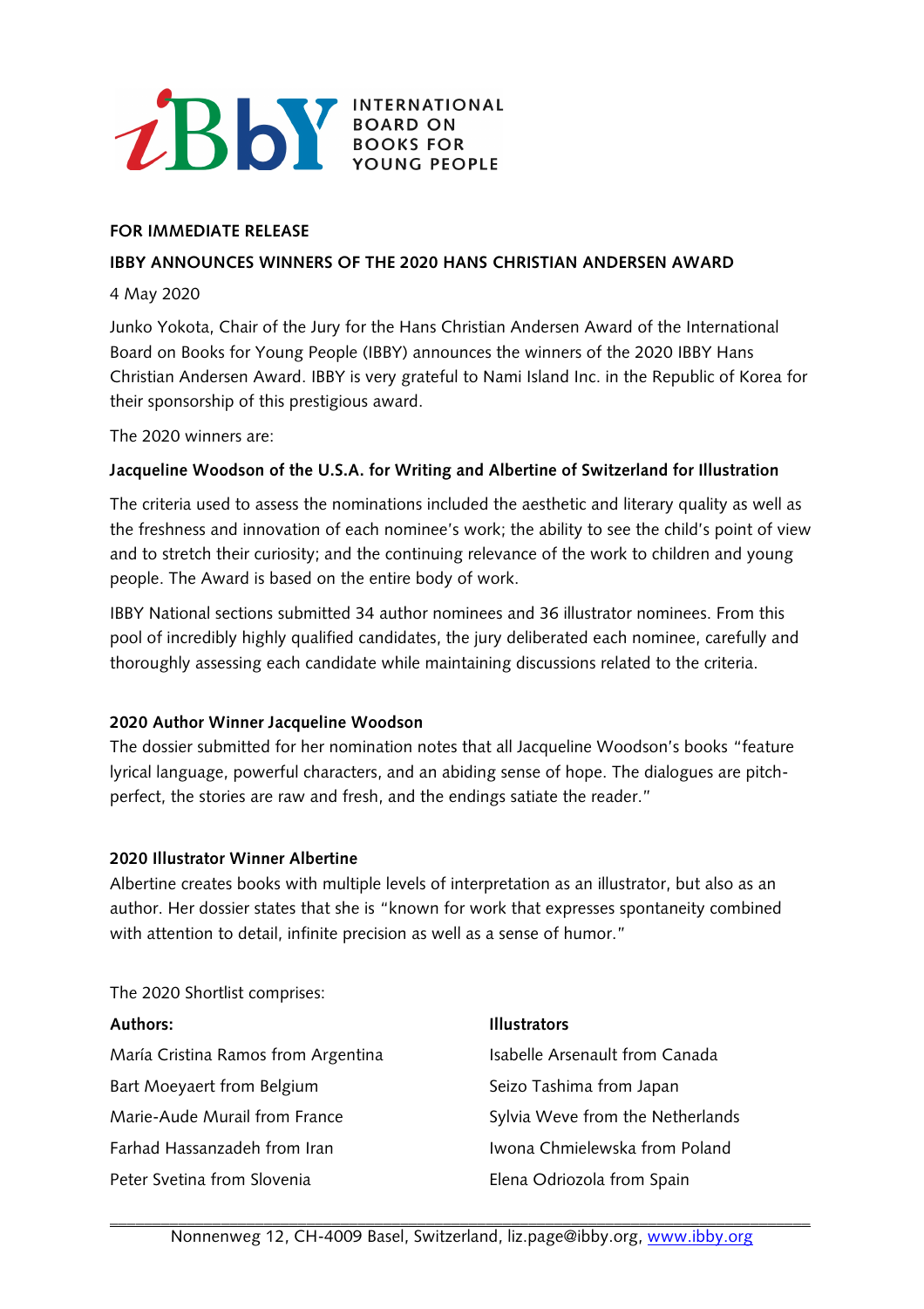**INTERNATIONAL BOARD ON BOOKS FOR YOUNG PEOPLE**

**FOR IMMEDIATE RELEASE**

**IBBY ANNOUNCES WINNERS OF THE 2020 HANS CHRISTIAN ANDERSEN AWARD**

4 May 2020

Junko Yokota, Chair of the Jury for the Hans Christian Andersen Award of the International Board on Books for Young People (IBBY) announces the winners of the 2020 IBBY Hans Christian Andersen Award. IBBY is very grateful to Nami Island Inc. in the Republic of Korea for their sponsorship of this prestigious award.

The 2020 winners are:

**Jacqueline Woodson of the U.S.A. for Writing and Albertine of Switzerland for Illustration**

The criteria used to assess the nominations included the aesthetic and literary quality as well as the freshness and innovation of each nominee's work; the ability to see the child's point of view and to stretch their curiosity; and the continuing relevance of the work to children and young people. The Award is based on the entire body of work.

IBBY National sections submitted 34 author nominees and 36 illustrator nominees. From this pool of incredibly highly qualified candidates, the jury deliberated each nominee, carefully and thoroughly assessing each candidate while maintaining discussions related to the criteria.

**2020 Author Winner Jacqueline Woodson**

The dossier submitted for her nomination notes that all Jacqueline Woodson's books "feature lyrical language, powerful characters, and an abiding sense of hope. The dialogues are pitch-perfect, the stories are raw and fresh, and the endings satiate the reader."

**2020 Illustrator Winner Albertine**

Albertine creates books with multiple levels of interpretation as an illustrator, but also as an author. Her dossier states that she is "known for work that expresses spontaneity combined with attention to detail, infinite precision as well as a sense of humor."

The 2020 Shortlist comprises:

**Authors:**

María Cristina Ramos from Argentina

Bart Moeyaert from Belgium

Marie-Aude Murail from France

Farhad Hassanzadeh from Iran

Peter Svetina from Slovenia

**Illustrators**

Isabelle Arsenault from Canada

Seizo Tashima from Japan

Sylvia Weve from the Netherlands

Iwona Chmielewska from Poland

Elena Odriozola from Spain

Nonnenweg 12, CH-4009 Basel, Switzerland, liz.page@ibby.org, www.ibby.org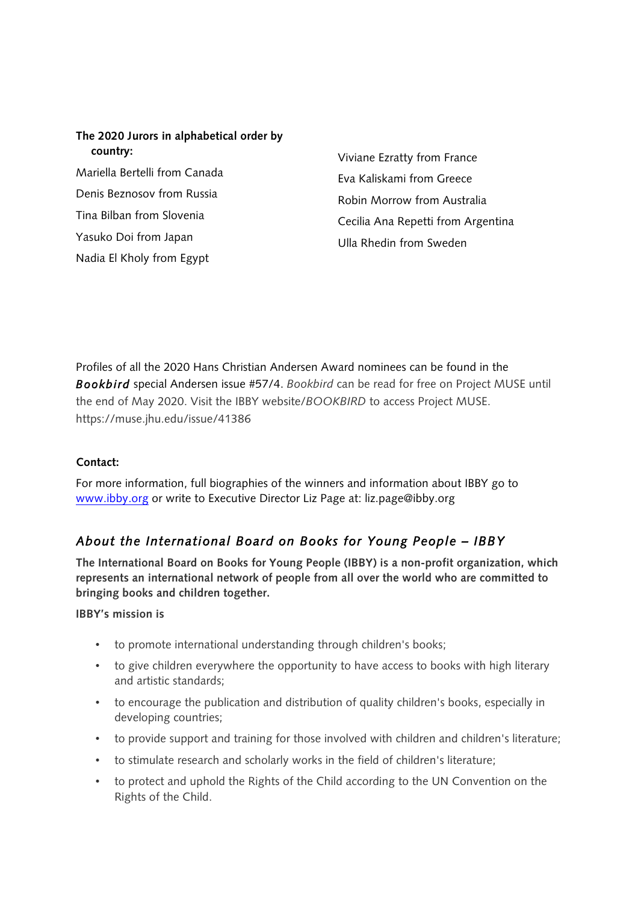**The 2020 Jurors in alphabetical order by country:**

Mariella Bertelli from Canada

Denis Beznosov from Russia

Tina Bilban from Slovenia

Yasuko Doi from Japan

Nadia El Kholy from Egypt

Viviane Ezratty from France

Eva Kaliskami from Greece

Robin Morrow from Australia

Cecilia Ana Repetti from Argentina

Ulla Rhedin from Sweden

Profiles of all the 2020 Hans Christian Andersen Award nominees can be found in the ***Bookbird*** special Andersen issue #57/4. *Bookbird* can be read for free on Project MUSE until the end of May 2020. Visit the IBBY website/*BOOKBIRD* to access Project MUSE. https://muse.jhu.edu/issue/41386

**Contact:**

For more information, full biographies of the winners and information about IBBY go to [www.ibby.org](http://www.ibby.org) or write to Executive Director Liz Page at: liz.page@ibby.org

## *About the International Board on Books for Young People – IBBY*

**The International Board on Books for Young People (IBBY) is a non-profit organization, which represents an international network of people from all over the world who are committed to bringing books and children together.**

**IBBY's mission is**

- to promote international understanding through children's books;
- to give children everywhere the opportunity to have access to books with high literary and artistic standards;
- to encourage the publication and distribution of quality children's books, especially in developing countries;
- to provide support and training for those involved with children and children's literature;
- to stimulate research and scholarly works in the field of children's literature;
- to protect and uphold the Rights of the Child according to the UN Convention on the Rights of the Child.